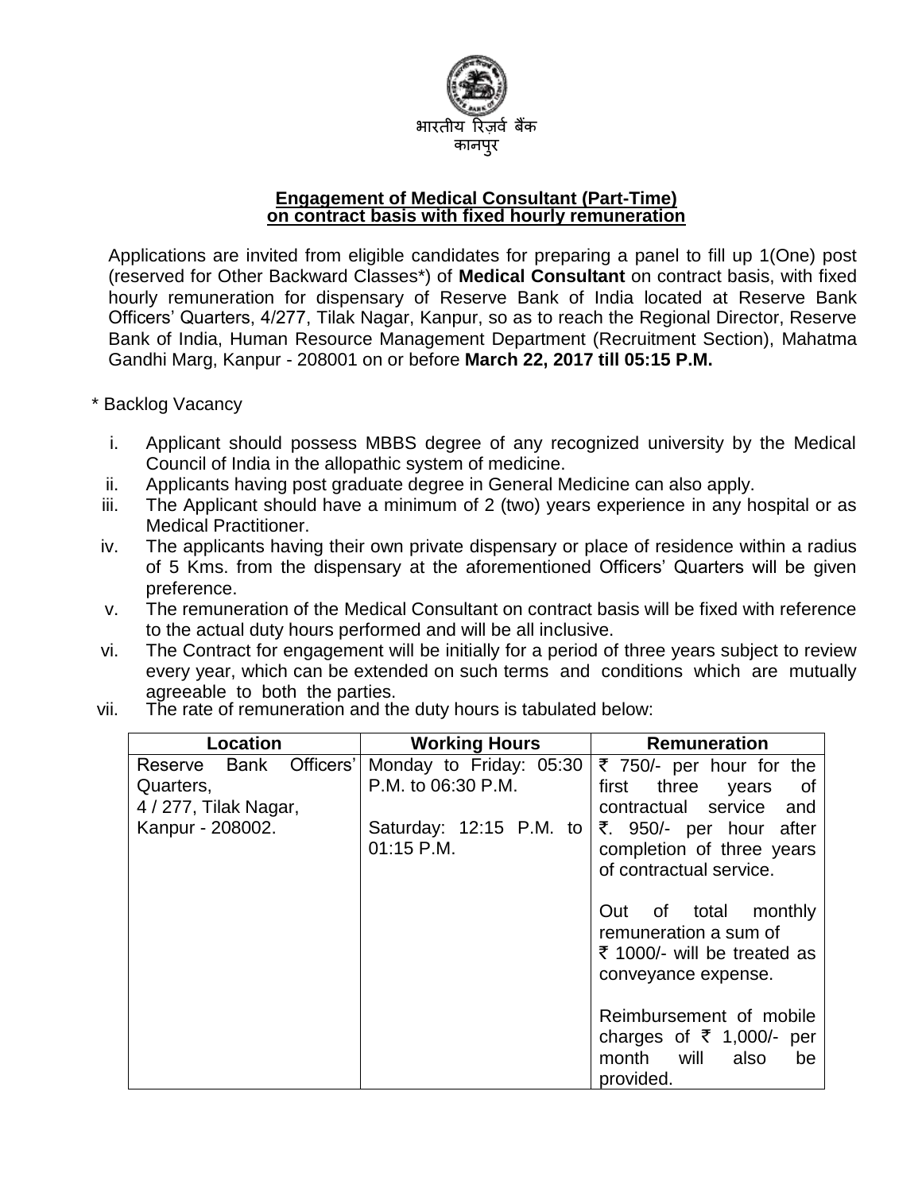भारतीय रिज़र्व बैंक
कानपुर

## Engagement of Medical Consultant (Part-Time) on contract basis with fixed hourly remuneration

Applications are invited from eligible candidates for preparing a panel to fill up 1(One) post (reserved for Other Backward Classes*) of **Medical Consultant** on contract basis, with fixed hourly remuneration for dispensary of Reserve Bank of India located at Reserve Bank Officers' Quarters, 4/277, Tilak Nagar, Kanpur, so as to reach the Regional Director, Reserve Bank of India, Human Resource Management Department (Recruitment Section), Mahatma Gandhi Marg, Kanpur - 208001 on or before **March 22, 2017 till 05:15 P.M.**

* Backlog Vacancy

i. Applicant should possess MBBS degree of any recognized university by the Medical Council of India in the allopathic system of medicine.
ii. Applicants having post graduate degree in General Medicine can also apply.
iii. The Applicant should have a minimum of 2 (two) years experience in any hospital or as Medical Practitioner.
iv. The applicants having their own private dispensary or place of residence within a radius of 5 Kms. from the dispensary at the aforementioned Officers' Quarters will be given preference.
v. The remuneration of the Medical Consultant on contract basis will be fixed with reference to the actual duty hours performed and will be all inclusive.
vi. The Contract for engagement will be initially for a period of three years subject to review every year, which can be extended on such terms and conditions which are mutually agreeable to both the parties.
vii. The rate of remuneration and the duty hours is tabulated below:

| Location | Working Hours | Remuneration |
|---|---|---|
| Reserve Bank Officers' Quarters, 4 / 277, Tilak Nagar, Kanpur - 208002. | Monday to Friday: 05:30 P.M. to 06:30 P.M.<br><br>Saturday: 12:15 P.M. to 01:15 P.M. | ₹ 750/- per hour for the first three years of contractual service and ₹. 950/- per hour after completion of three years of contractual service.<br><br>Out of total monthly remuneration a sum of ₹ 1000/- will be treated as conveyance expense.<br><br>Reimbursement of mobile charges of ₹ 1,000/- per month will also be provided. |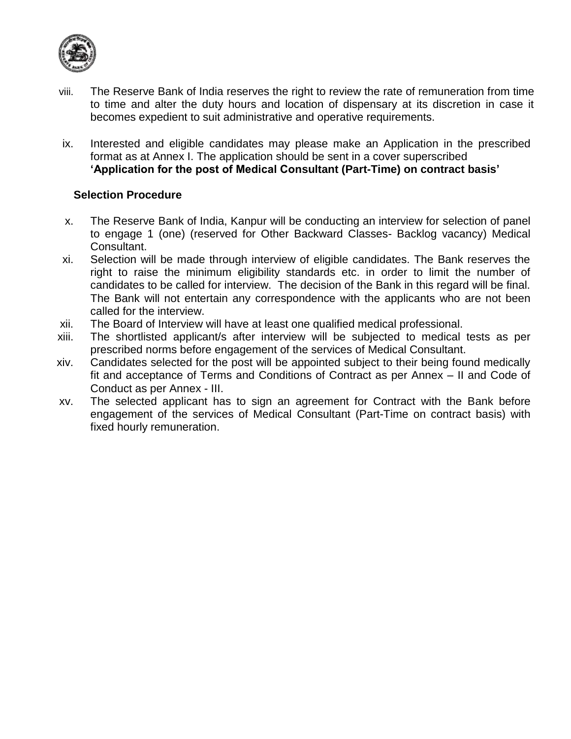viii. The Reserve Bank of India reserves the right to review the rate of remuneration from time to time and alter the duty hours and location of dispensary at its discretion in case it becomes expedient to suit administrative and operative requirements.

ix. Interested and eligible candidates may please make an Application in the prescribed format as at Annex I. The application should be sent in a cover superscribed **'Application for the post of Medical Consultant (Part-Time) on contract basis'**

**Selection Procedure**

x. The Reserve Bank of India, Kanpur will be conducting an interview for selection of panel to engage 1 (one) (reserved for Other Backward Classes- Backlog vacancy) Medical Consultant.

xi. Selection will be made through interview of eligible candidates. The Bank reserves the right to raise the minimum eligibility standards etc. in order to limit the number of candidates to be called for interview. The decision of the Bank in this regard will be final. The Bank will not entertain any correspondence with the applicants who are not been called for the interview.

xii. The Board of Interview will have at least one qualified medical professional.

xiii. The shortlisted applicant/s after interview will be subjected to medical tests as per prescribed norms before engagement of the services of Medical Consultant.

xiv. Candidates selected for the post will be appointed subject to their being found medically fit and acceptance of Terms and Conditions of Contract as per Annex – II and Code of Conduct as per Annex - III.

xv. The selected applicant has to sign an agreement for Contract with the Bank before engagement of the services of Medical Consultant (Part-Time on contract basis) with fixed hourly remuneration.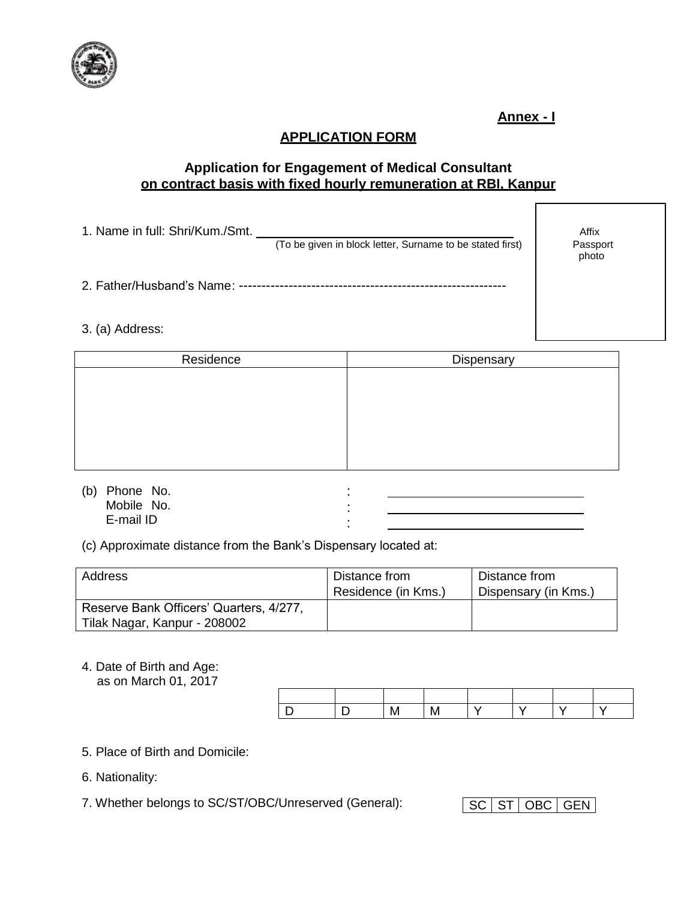**Annex - I**

## APPLICATION FORM

### Application for Engagement of Medical Consultant on contract basis with fixed hourly remuneration at RBI, Kanpur

| Affix Passport photo |
|---|

1. Name in full: Shri/Kum./Smt. ____________________________________
(To be given in block letter, Surname to be stated first)

2. Father/Husband's Name: -------------------------------------------------------

3. (a) Address:

| Residence | Dispensary |
|---|---|
| | |

(b) Phone No. : ______________________
Mobile No. : ______________________
E-mail ID : ______________________

(c) Approximate distance from the Bank's Dispensary located at:

| Address | Distance from Residence (in Kms.) | Distance from Dispensary (in Kms.) |
|---|---|---|
| Reserve Bank Officers' Quarters, 4/277, Tilak Nagar, Kanpur - 208002 | | |

4. Date of Birth and Age:
as on March 01, 2017

| | | | | | | | |
|---|---|---|---|---|---|---|---|
| D | D | M | M | Y | Y | Y | Y |

5. Place of Birth and Domicile:

6. Nationality:

7. Whether belongs to SC/ST/OBC/Unreserved (General):

| SC | ST | OBC | GEN |
|---|---|---|---|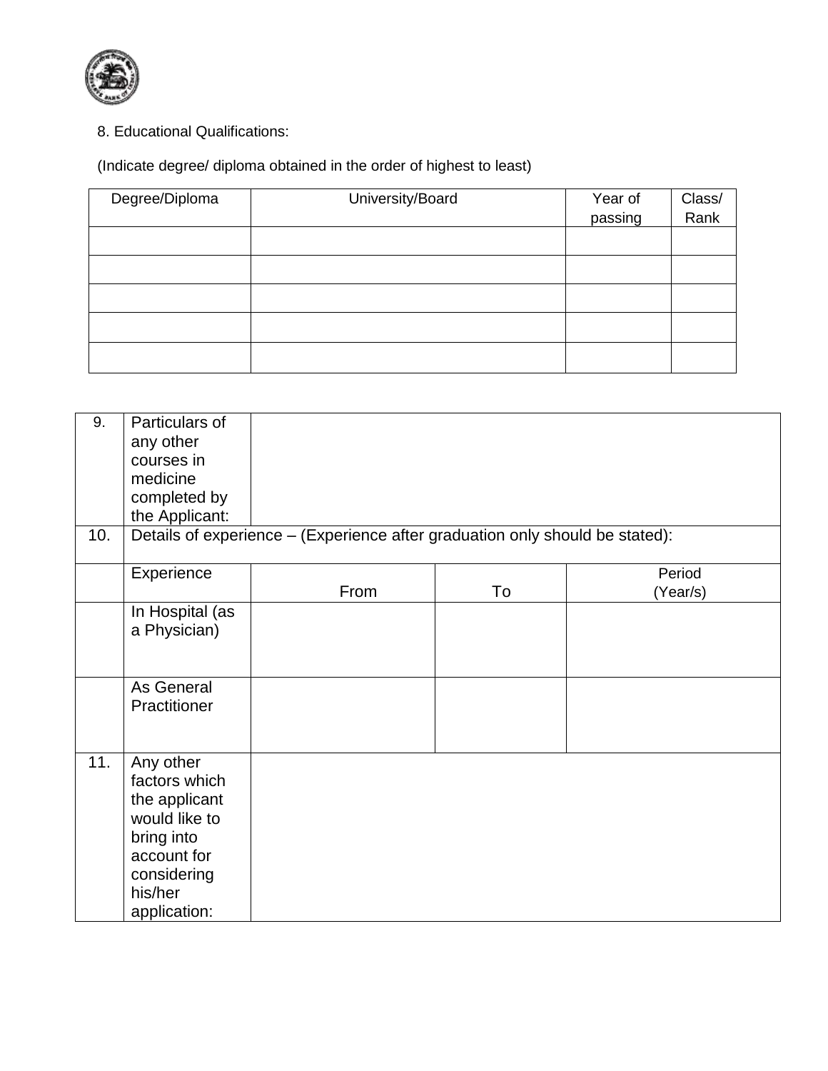8. Educational Qualifications:

(Indicate degree/ diploma obtained in the order of highest to least)

| Degree/Diploma | University/Board | Year of passing | Class/ Rank |
|---|---|---|---|
| | | | |
| | | | |
| | | | |
| | | | |
| | | | |

| | | | | |
|---|---|---|---|---|
| 9. | Particulars of any other courses in medicine completed by the Applicant: | | | |
| 10. | Details of experience – (Experience after graduation only should be stated): | | | |
| | Experience | From | To | Period (Year/s) |
| | In Hospital (as a Physician) | | | |
| | As General Practitioner | | | |
| 11. | Any other factors which the applicant would like to bring into account for considering his/her application: | | | |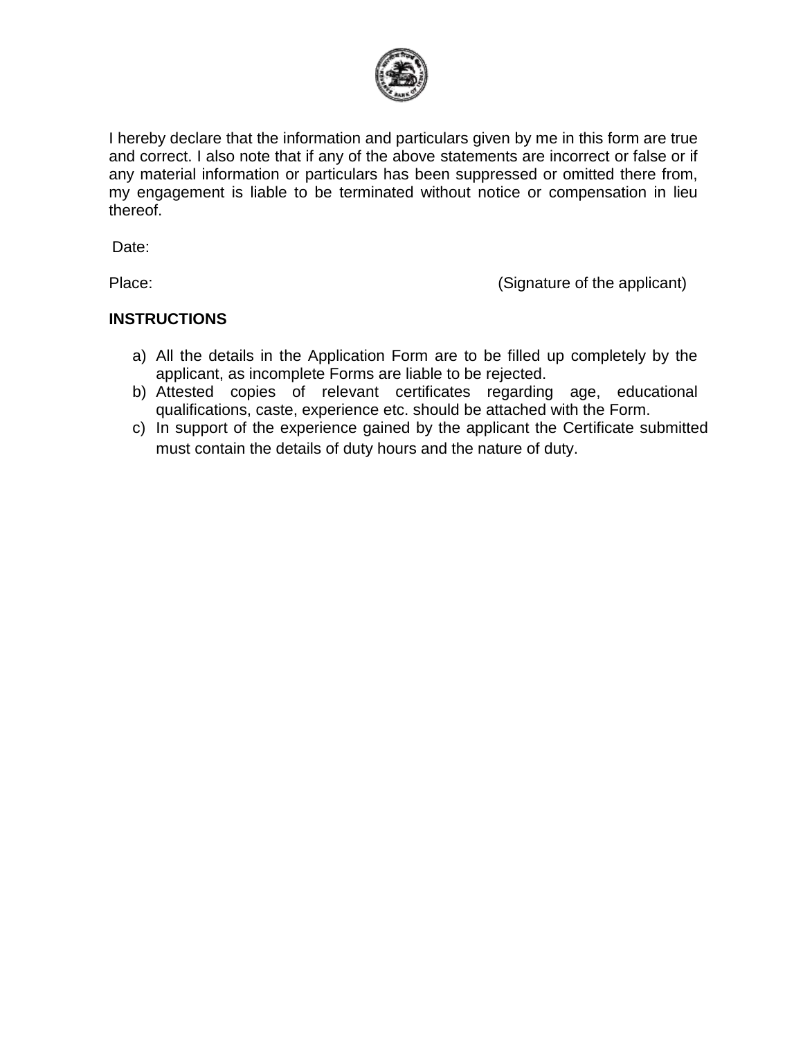I hereby declare that the information and particulars given by me in this form are true and correct. I also note that if any of the above statements are incorrect or false or if any material information or particulars has been suppressed or omitted there from, my engagement is liable to be terminated without notice or compensation in lieu thereof.

Date:

Place: (Signature of the applicant)

**INSTRUCTIONS**

a) All the details in the Application Form are to be filled up completely by the applicant, as incomplete Forms are liable to be rejected.
b) Attested copies of relevant certificates regarding age, educational qualifications, caste, experience etc. should be attached with the Form.
c) In support of the experience gained by the applicant the Certificate submitted must contain the details of duty hours and the nature of duty.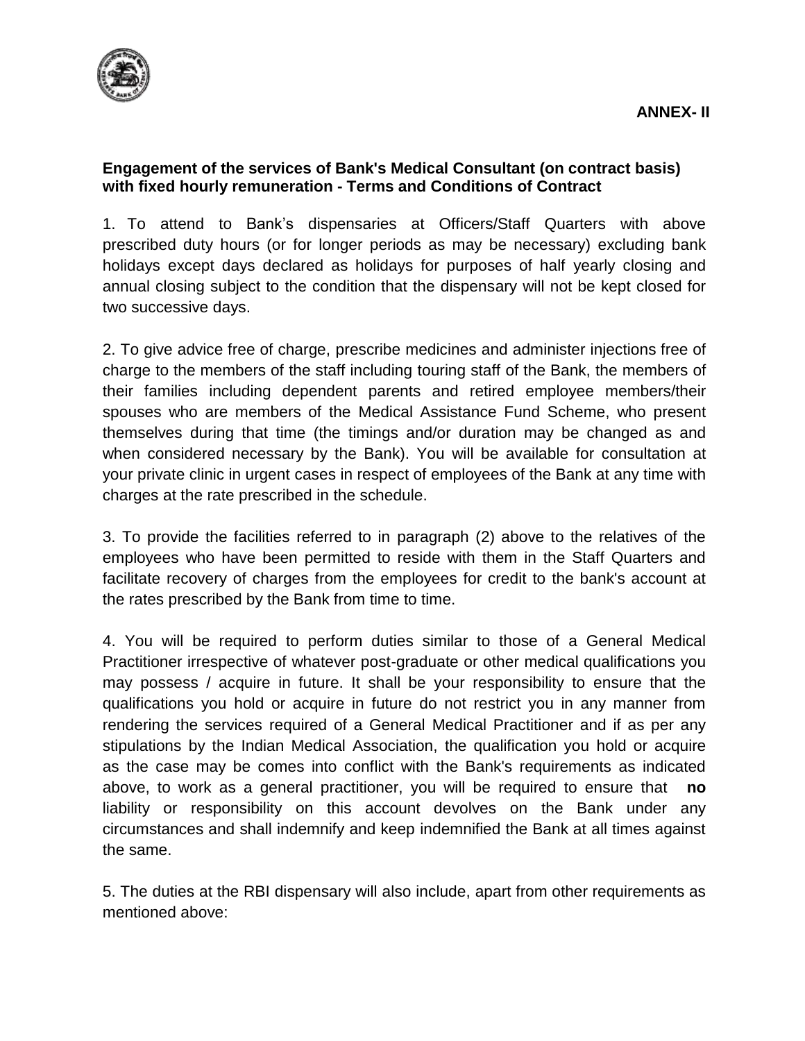**ANNEX- II**

**Engagement of the services of Bank's Medical Consultant (on contract basis) with fixed hourly remuneration - Terms and Conditions of Contract**

1. To attend to Bank's dispensaries at Officers/Staff Quarters with above prescribed duty hours (or for longer periods as may be necessary) excluding bank holidays except days declared as holidays for purposes of half yearly closing and annual closing subject to the condition that the dispensary will not be kept closed for two successive days.

2. To give advice free of charge, prescribe medicines and administer injections free of charge to the members of the staff including touring staff of the Bank, the members of their families including dependent parents and retired employee members/their spouses who are members of the Medical Assistance Fund Scheme, who present themselves during that time (the timings and/or duration may be changed as and when considered necessary by the Bank). You will be available for consultation at your private clinic in urgent cases in respect of employees of the Bank at any time with charges at the rate prescribed in the schedule.

3. To provide the facilities referred to in paragraph (2) above to the relatives of the employees who have been permitted to reside with them in the Staff Quarters and facilitate recovery of charges from the employees for credit to the bank's account at the rates prescribed by the Bank from time to time.

4. You will be required to perform duties similar to those of a General Medical Practitioner irrespective of whatever post-graduate or other medical qualifications you may possess / acquire in future. It shall be your responsibility to ensure that the qualifications you hold or acquire in future do not restrict you in any manner from rendering the services required of a General Medical Practitioner and if as per any stipulations by the Indian Medical Association, the qualification you hold or acquire as the case may be comes into conflict with the Bank's requirements as indicated above, to work as a general practitioner, you will be required to ensure that **no** liability or responsibility on this account devolves on the Bank under any circumstances and shall indemnify and keep indemnified the Bank at all times against the same.

5. The duties at the RBI dispensary will also include, apart from other requirements as mentioned above: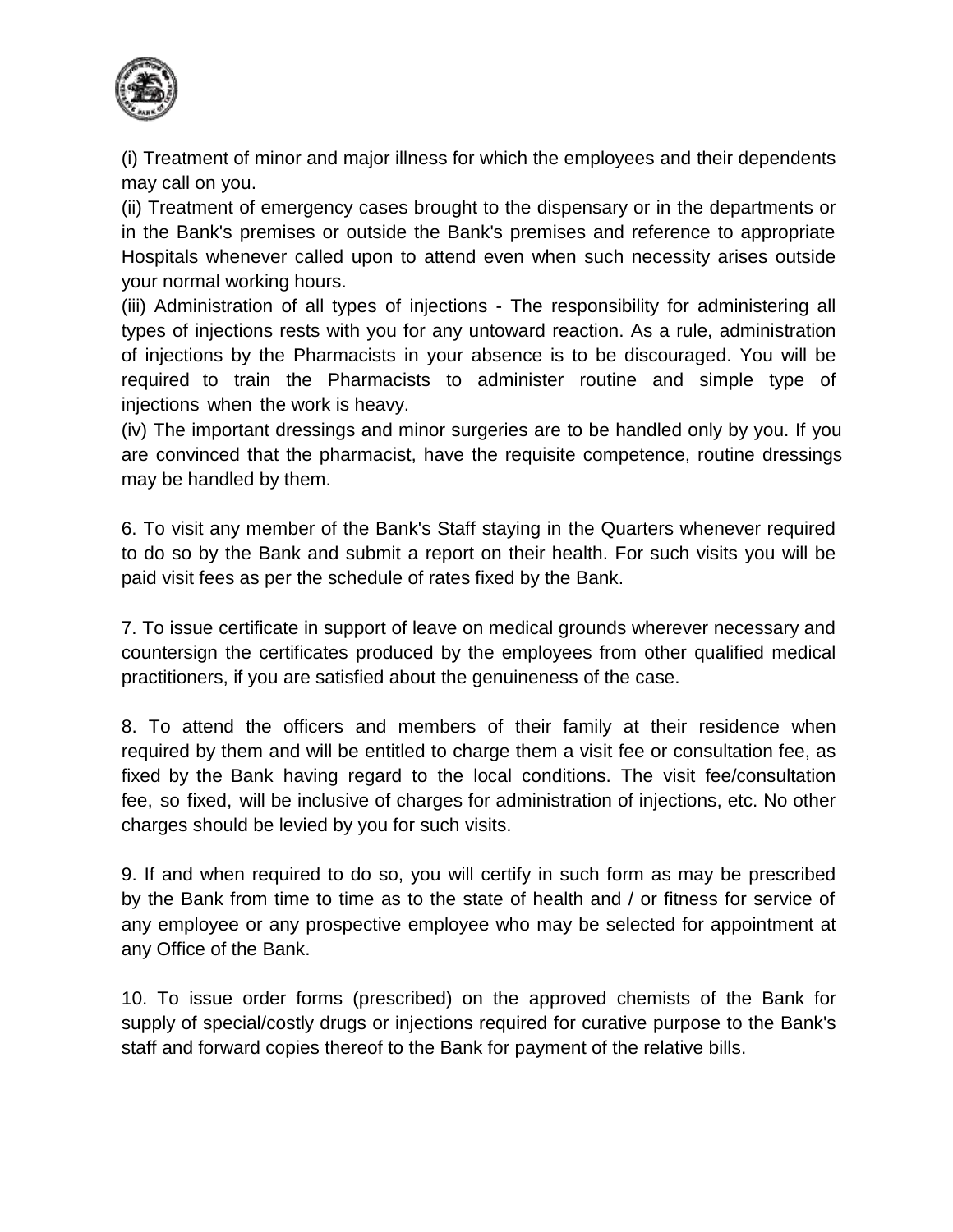(i) Treatment of minor and major illness for which the employees and their dependents may call on you.

(ii) Treatment of emergency cases brought to the dispensary or in the departments or in the Bank's premises or outside the Bank's premises and reference to appropriate Hospitals whenever called upon to attend even when such necessity arises outside your normal working hours.

(iii) Administration of all types of injections - The responsibility for administering all types of injections rests with you for any untoward reaction. As a rule, administration of injections by the Pharmacists in your absence is to be discouraged. You will be required to train the Pharmacists to administer routine and simple type of injections when the work is heavy.

(iv) The important dressings and minor surgeries are to be handled only by you. If you are convinced that the pharmacist, have the requisite competence, routine dressings may be handled by them.

6. To visit any member of the Bank's Staff staying in the Quarters whenever required to do so by the Bank and submit a report on their health. For such visits you will be paid visit fees as per the schedule of rates fixed by the Bank.

7. To issue certificate in support of leave on medical grounds wherever necessary and countersign the certificates produced by the employees from other qualified medical practitioners, if you are satisfied about the genuineness of the case.

8. To attend the officers and members of their family at their residence when required by them and will be entitled to charge them a visit fee or consultation fee, as fixed by the Bank having regard to the local conditions. The visit fee/consultation fee, so fixed, will be inclusive of charges for administration of injections, etc. No other charges should be levied by you for such visits.

9. If and when required to do so, you will certify in such form as may be prescribed by the Bank from time to time as to the state of health and / or fitness for service of any employee or any prospective employee who may be selected for appointment at any Office of the Bank.

10. To issue order forms (prescribed) on the approved chemists of the Bank for supply of special/costly drugs or injections required for curative purpose to the Bank's staff and forward copies thereof to the Bank for payment of the relative bills.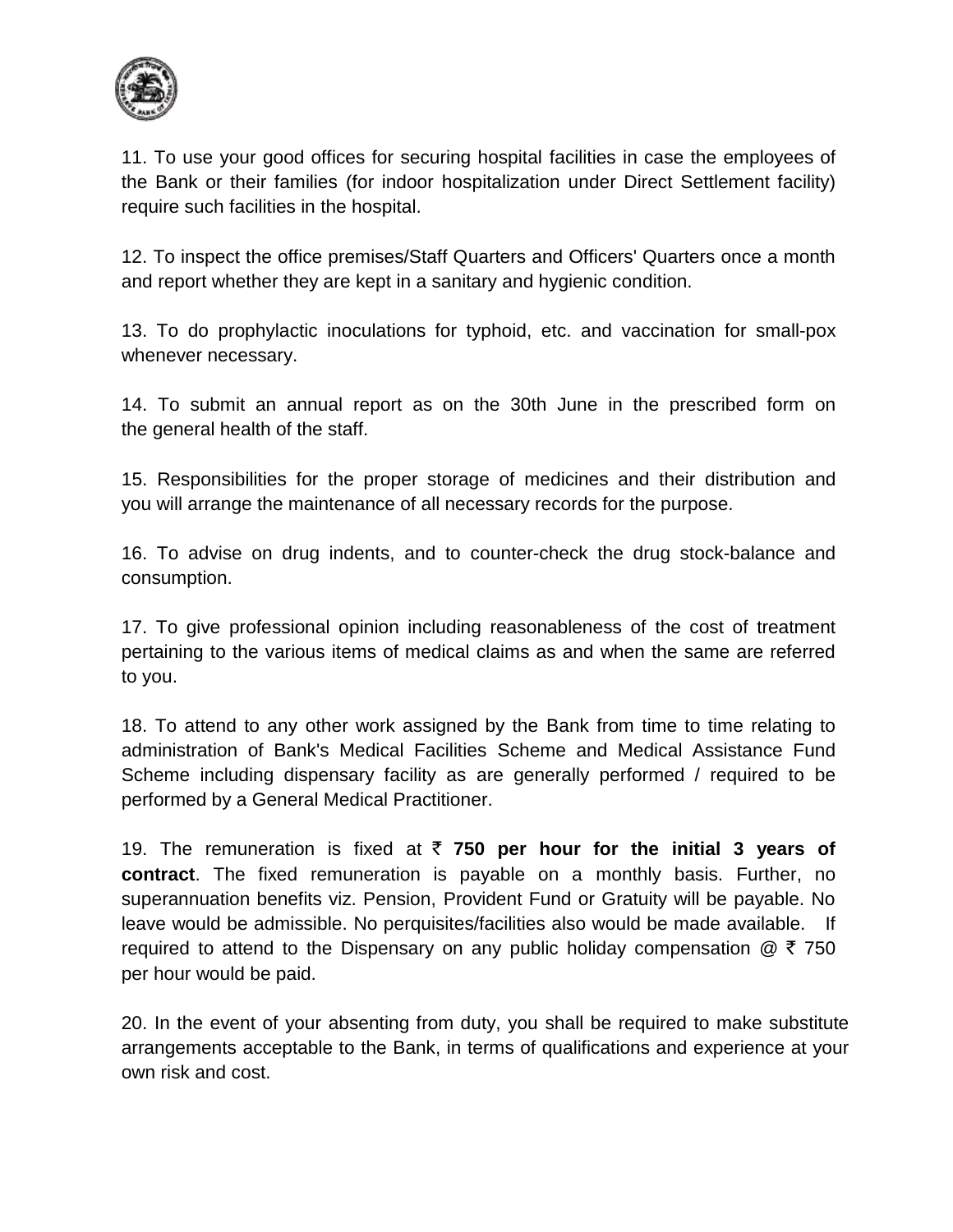11. To use your good offices for securing hospital facilities in case the employees of the Bank or their families (for indoor hospitalization under Direct Settlement facility) require such facilities in the hospital.

12. To inspect the office premises/Staff Quarters and Officers' Quarters once a month and report whether they are kept in a sanitary and hygienic condition.

13. To do prophylactic inoculations for typhoid, etc. and vaccination for small-pox whenever necessary.

14. To submit an annual report as on the 30th June in the prescribed form on the general health of the staff.

15. Responsibilities for the proper storage of medicines and their distribution and you will arrange the maintenance of all necessary records for the purpose.

16. To advise on drug indents, and to counter-check the drug stock-balance and consumption.

17. To give professional opinion including reasonableness of the cost of treatment pertaining to the various items of medical claims as and when the same are referred to you.

18. To attend to any other work assigned by the Bank from time to time relating to administration of Bank's Medical Facilities Scheme and Medical Assistance Fund Scheme including dispensary facility as are generally performed / required to be performed by a General Medical Practitioner.

19. The remuneration is fixed at **₹ 750 per hour for the initial 3 years of contract**. The fixed remuneration is payable on a monthly basis. Further, no superannuation benefits viz. Pension, Provident Fund or Gratuity will be payable. No leave would be admissible. No perquisites/facilities also would be made available. If required to attend to the Dispensary on any public holiday compensation @ ₹ 750 per hour would be paid.

20. In the event of your absenting from duty, you shall be required to make substitute arrangements acceptable to the Bank, in terms of qualifications and experience at your own risk and cost.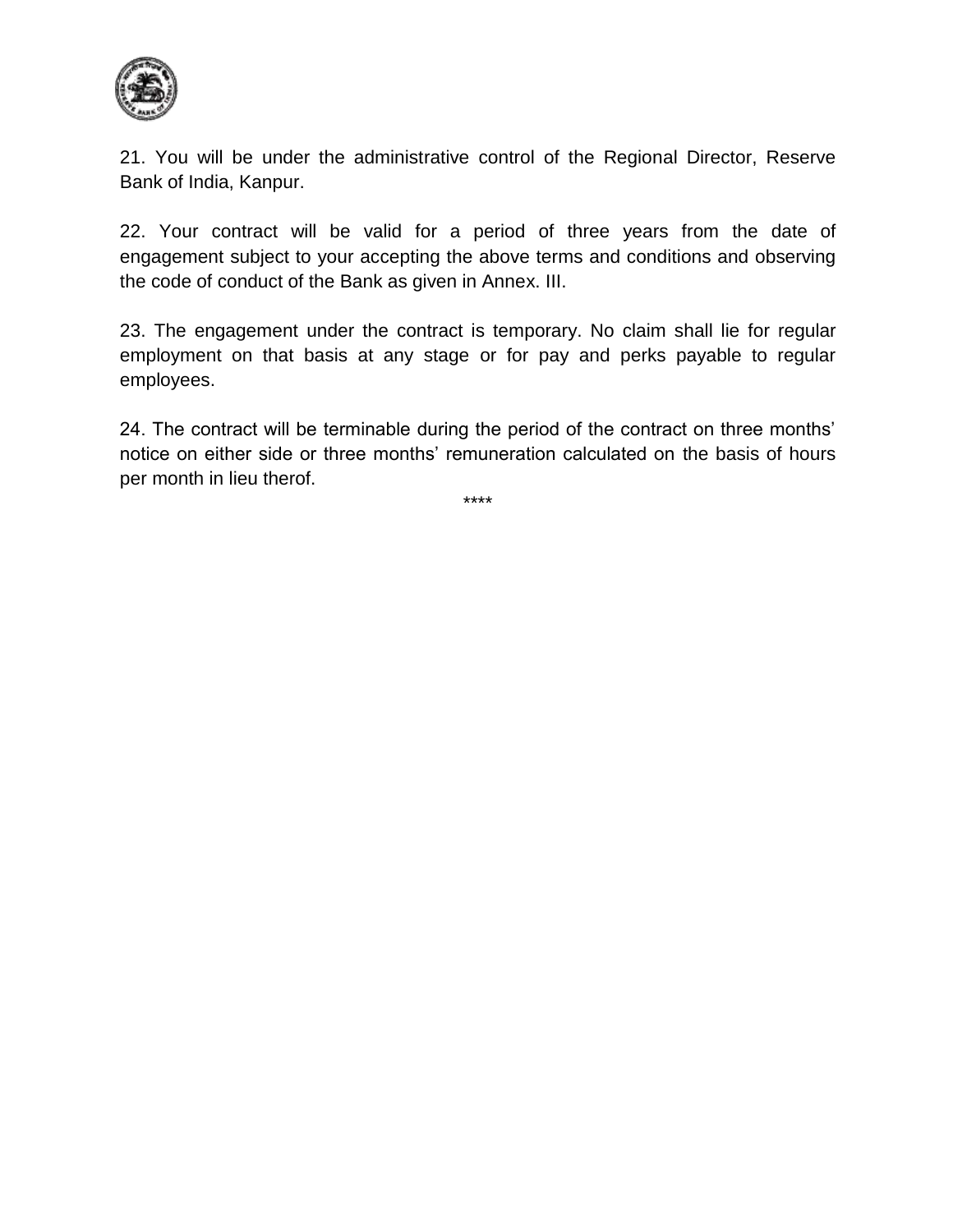21. You will be under the administrative control of the Regional Director, Reserve Bank of India, Kanpur.

22. Your contract will be valid for a period of three years from the date of engagement subject to your accepting the above terms and conditions and observing the code of conduct of the Bank as given in Annex. III.

23. The engagement under the contract is temporary. No claim shall lie for regular employment on that basis at any stage or for pay and perks payable to regular employees.

24. The contract will be terminable during the period of the contract on three months' notice on either side or three months' remuneration calculated on the basis of hours per month in lieu therof.

****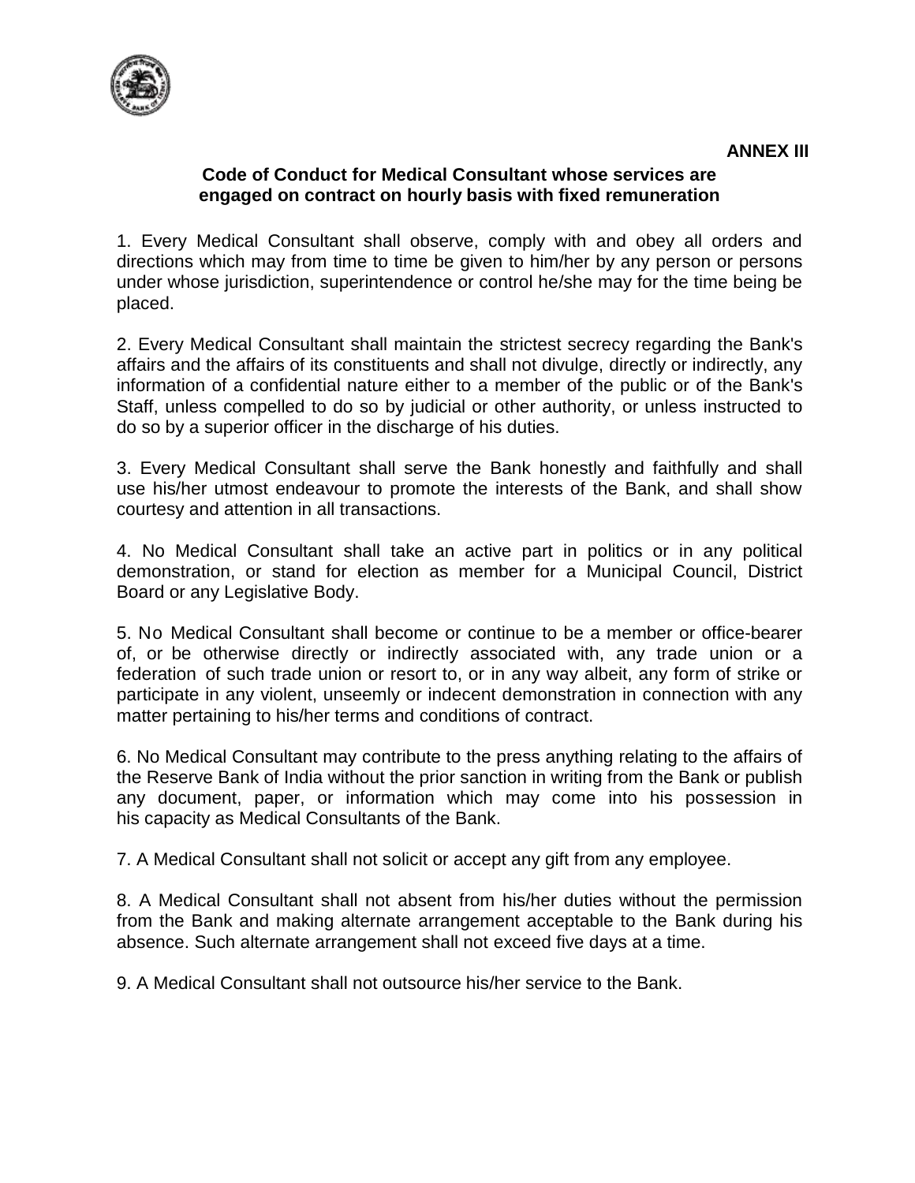**ANNEX III**

## Code of Conduct for Medical Consultant whose services are engaged on contract on hourly basis with fixed remuneration

1. Every Medical Consultant shall observe, comply with and obey all orders and directions which may from time to time be given to him/her by any person or persons under whose jurisdiction, superintendence or control he/she may for the time being be placed.

2. Every Medical Consultant shall maintain the strictest secrecy regarding the Bank's affairs and the affairs of its constituents and shall not divulge, directly or indirectly, any information of a confidential nature either to a member of the public or of the Bank's Staff, unless compelled to do so by judicial or other authority, or unless instructed to do so by a superior officer in the discharge of his duties.

3. Every Medical Consultant shall serve the Bank honestly and faithfully and shall use his/her utmost endeavour to promote the interests of the Bank, and shall show courtesy and attention in all transactions.

4. No Medical Consultant shall take an active part in politics or in any political demonstration, or stand for election as member for a Municipal Council, District Board or any Legislative Body.

5. No Medical Consultant shall become or continue to be a member or office-bearer of, or be otherwise directly or indirectly associated with, any trade union or a federation of such trade union or resort to, or in any way albeit, any form of strike or participate in any violent, unseemly or indecent demonstration in connection with any matter pertaining to his/her terms and conditions of contract.

6. No Medical Consultant may contribute to the press anything relating to the affairs of the Reserve Bank of India without the prior sanction in writing from the Bank or publish any document, paper, or information which may come into his possession in his capacity as Medical Consultants of the Bank.

7. A Medical Consultant shall not solicit or accept any gift from any employee.

8. A Medical Consultant shall not absent from his/her duties without the permission from the Bank and making alternate arrangement acceptable to the Bank during his absence. Such alternate arrangement shall not exceed five days at a time.

9. A Medical Consultant shall not outsource his/her service to the Bank.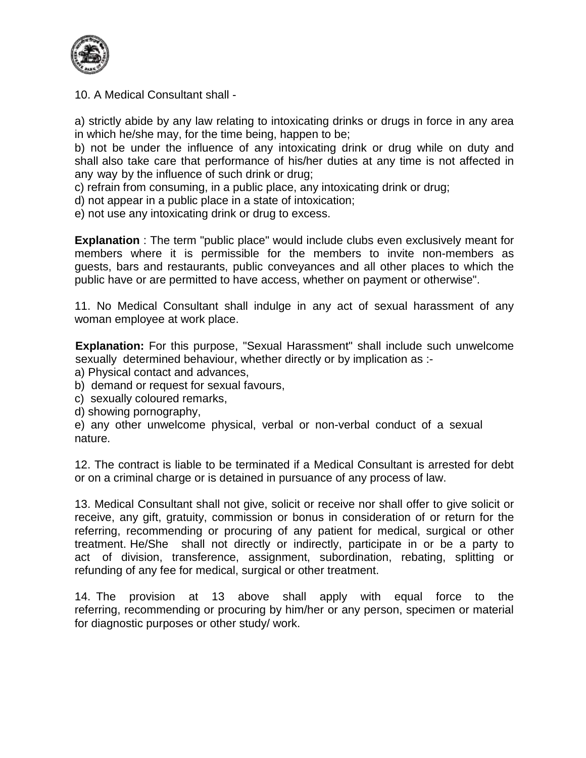10. A Medical Consultant shall -

a) strictly abide by any law relating to intoxicating drinks or drugs in force in any area in which he/she may, for the time being, happen to be;
b) not be under the influence of any intoxicating drink or drug while on duty and shall also take care that performance of his/her duties at any time is not affected in any way by the influence of such drink or drug;
c) refrain from consuming, in a public place, any intoxicating drink or drug;
d) not appear in a public place in a state of intoxication;
e) not use any intoxicating drink or drug to excess.

**Explanation** : The term "public place" would include clubs even exclusively meant for members where it is permissible for the members to invite non-members as guests, bars and restaurants, public conveyances and all other places to which the public have or are permitted to have access, whether on payment or otherwise".

11. No Medical Consultant shall indulge in any act of sexual harassment of any woman employee at work place.

**Explanation:** For this purpose, "Sexual Harassment" shall include such unwelcome sexually determined behaviour, whether directly or by implication as :-
a) Physical contact and advances,
b) demand or request for sexual favours,
c) sexually coloured remarks,
d) showing pornography,
e) any other unwelcome physical, verbal or non-verbal conduct of a sexual nature.

12. The contract is liable to be terminated if a Medical Consultant is arrested for debt or on a criminal charge or is detained in pursuance of any process of law.

13. Medical Consultant shall not give, solicit or receive nor shall offer to give solicit or receive, any gift, gratuity, commission or bonus in consideration of or return for the referring, recommending or procuring of any patient for medical, surgical or other treatment. He/She shall not directly or indirectly, participate in or be a party to act of division, transference, assignment, subordination, rebating, splitting or refunding of any fee for medical, surgical or other treatment.

14. The provision at 13 above shall apply with equal force to the referring, recommending or procuring by him/her or any person, specimen or material for diagnostic purposes or other study/ work.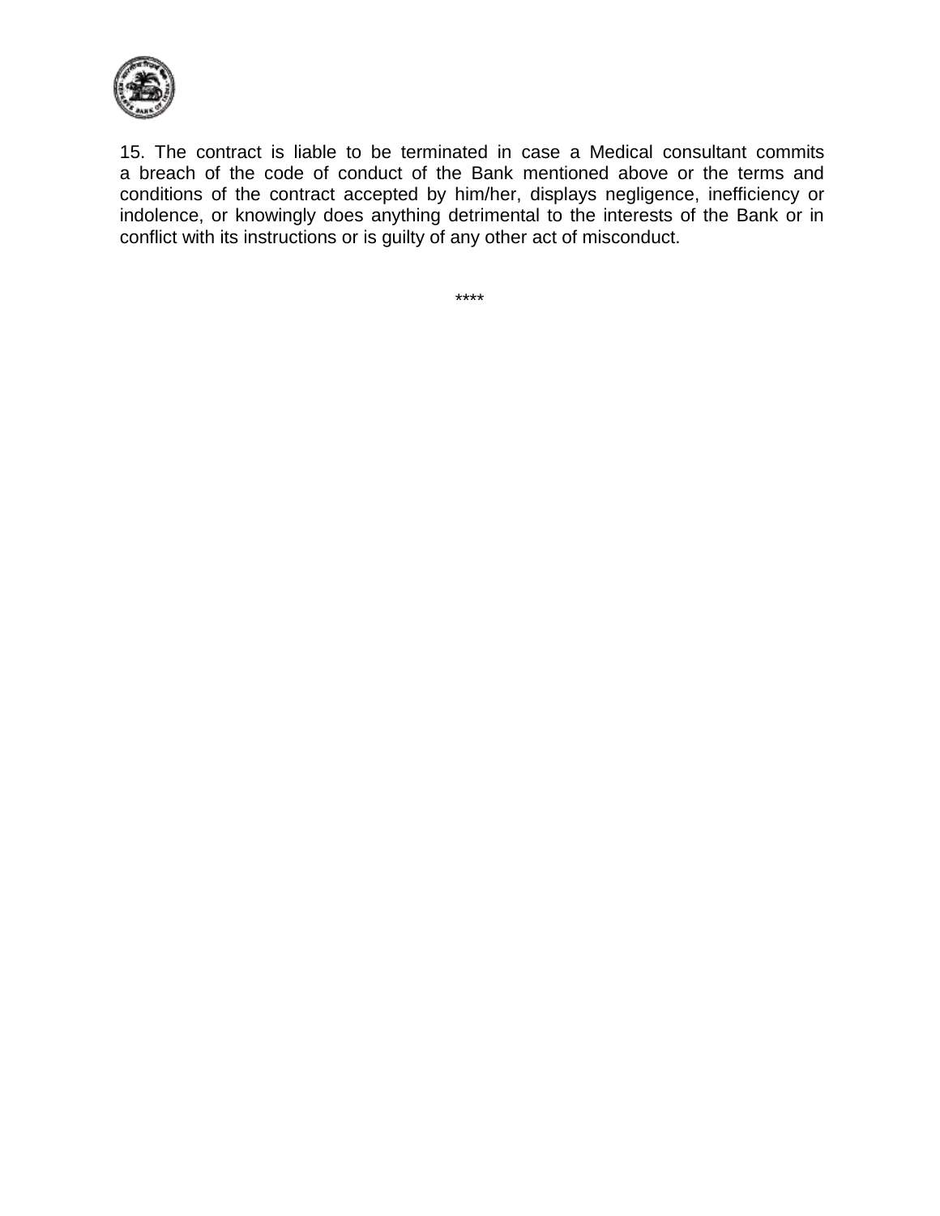15. The contract is liable to be terminated in case a Medical consultant commits a breach of the code of conduct of the Bank mentioned above or the terms and conditions of the contract accepted by him/her, displays negligence, inefficiency or indolence, or knowingly does anything detrimental to the interests of the Bank or in conflict with its instructions or is guilty of any other act of misconduct.

****